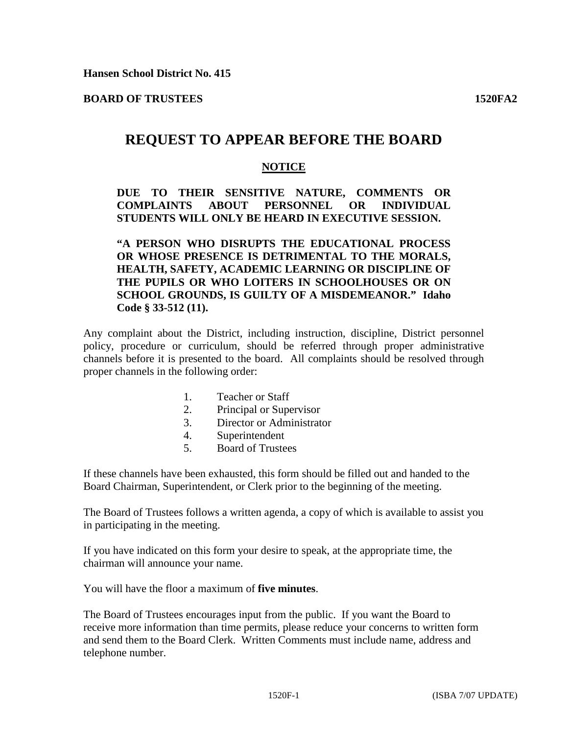**Hansen School District No. 415**

**BOARD OF TRUSTEES** **1520FA2**

# REQUEST TO APPEAR BEFORE THE BOARD

## NOTICE

**DUE TO THEIR SENSITIVE NATURE, COMMENTS OR COMPLAINTS ABOUT PERSONNEL OR INDIVIDUAL STUDENTS WILL ONLY BE HEARD IN EXECUTIVE SESSION.**

**"A PERSON WHO DISRUPTS THE EDUCATIONAL PROCESS OR WHOSE PRESENCE IS DETRIMENTAL TO THE MORALS, HEALTH, SAFETY, ACADEMIC LEARNING OR DISCIPLINE OF THE PUPILS OR WHO LOITERS IN SCHOOLHOUSES OR ON SCHOOL GROUNDS, IS GUILTY OF A MISDEMEANOR." Idaho Code § 33-512 (11).**

Any complaint about the District, including instruction, discipline, District personnel policy, procedure or curriculum, should be referred through proper administrative channels before it is presented to the board. All complaints should be resolved through proper channels in the following order:

1. Teacher or Staff
2. Principal or Supervisor
3. Director or Administrator
4. Superintendent
5. Board of Trustees

If these channels have been exhausted, this form should be filled out and handed to the Board Chairman, Superintendent, or Clerk prior to the beginning of the meeting.

The Board of Trustees follows a written agenda, a copy of which is available to assist you in participating in the meeting.

If you have indicated on this form your desire to speak, at the appropriate time, the chairman will announce your name.

You will have the floor a maximum of **five minutes**.

The Board of Trustees encourages input from the public. If you want the Board to receive more information than time permits, please reduce your concerns to written form and send them to the Board Clerk. Written Comments must include name, address and telephone number.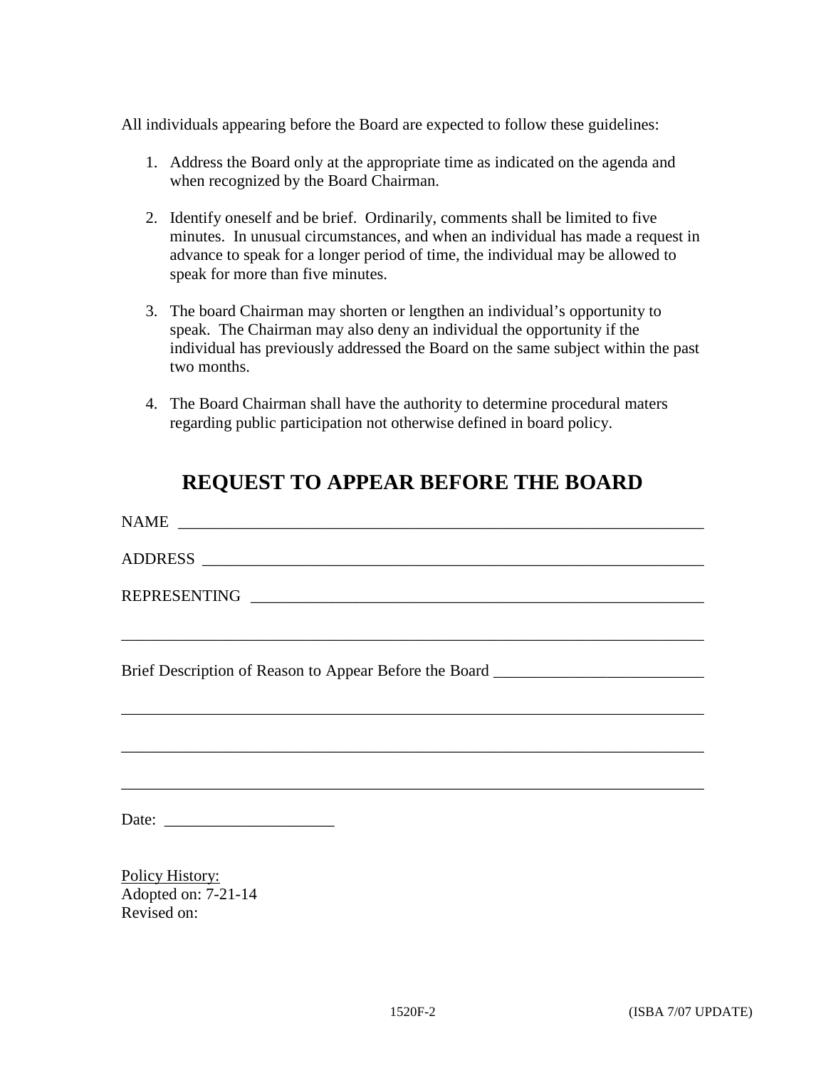All individuals appearing before the Board are expected to follow these guidelines:

1. Address the Board only at the appropriate time as indicated on the agenda and when recognized by the Board Chairman.

2. Identify oneself and be brief. Ordinarily, comments shall be limited to five minutes. In unusual circumstances, and when an individual has made a request in advance to speak for a longer period of time, the individual may be allowed to speak for more than five minutes.

3. The board Chairman may shorten or lengthen an individual's opportunity to speak. The Chairman may also deny an individual the opportunity if the individual has previously addressed the Board on the same subject within the past two months.

4. The Board Chairman shall have the authority to determine procedural maters regarding public participation not otherwise defined in board policy.

## REQUEST TO APPEAR BEFORE THE BOARD

NAME ____________________________________________________________________

ADDRESS _________________________________________________________________

REPRESENTING _____________________________________________________________

__________________________________________________________________________

Brief Description of Reason to Appear Before the Board _________________________

__________________________________________________________________________

__________________________________________________________________________

__________________________________________________________________________

Date: ____________________

Policy History:
Adopted on: 7-21-14
Revised on:

1520F-2 (ISBA 7/07 UPDATE)